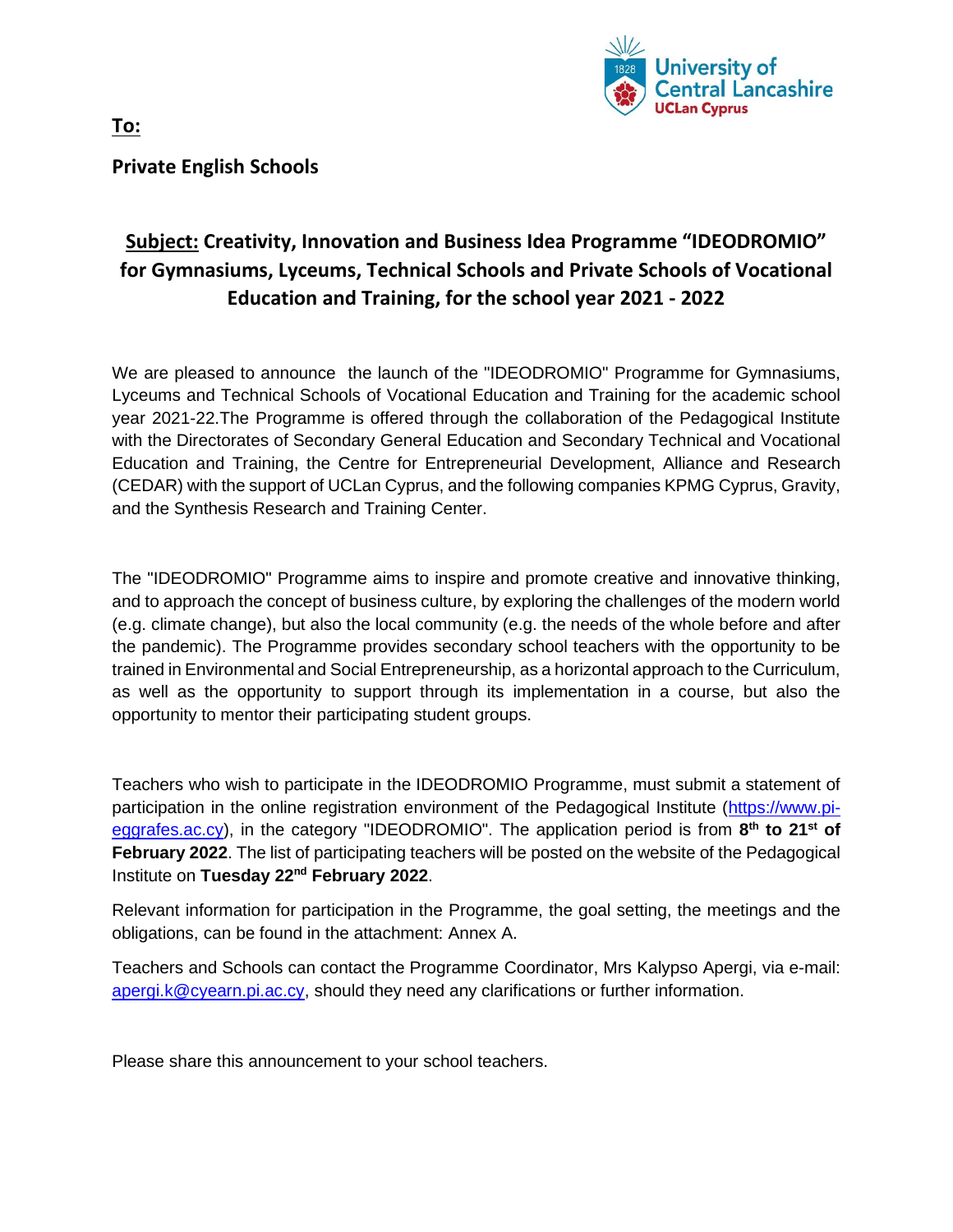**To:**

**Private English Schools**

## **Subject:** Creativity, Innovation and Business Idea Programme "IDEODROMIO" for Gymnasiums, Lyceums, Technical Schools and Private Schools of Vocational Education and Training, for the school year 2021 - 2022

We are pleased to announce the launch of the "IDEODROMIO" Programme for Gymnasiums, Lyceums and Technical Schools of Vocational Education and Training for the academic school year 2021-22.The Programme is offered through the collaboration of the Pedagogical Institute with the Directorates of Secondary General Education and Secondary Technical and Vocational Education and Training, the Centre for Entrepreneurial Development, Alliance and Research (CEDAR) with the support of UCLan Cyprus, and the following companies KPMG Cyprus, Gravity, and the Synthesis Research and Training Center.

The "IDEODROMIO" Programme aims to inspire and promote creative and innovative thinking, and to approach the concept of business culture, by exploring the challenges of the modern world (e.g. climate change), but also the local community (e.g. the needs of the whole before and after the pandemic). The Programme provides secondary school teachers with the opportunity to be trained in Environmental and Social Entrepreneurship, as a horizontal approach to the Curriculum, as well as the opportunity to support through its implementation in a course, but also the opportunity to mentor their participating student groups.

Teachers who wish to participate in the IDEODROMIO Programme, must submit a statement of participation in the online registration environment of the Pedagogical Institute (https://www.pi-eggrafes.ac.cy), in the category "IDEODROMIO". The application period is from **8th to 21st of February 2022**. The list of participating teachers will be posted on the website of the Pedagogical Institute on **Tuesday 22nd February 2022**.

Relevant information for participation in the Programme, the goal setting, the meetings and the obligations, can be found in the attachment: Annex A.

Teachers and Schools can contact the Programme Coordinator, Mrs Kalypso Apergi, via e-mail: apergi.k@cyearn.pi.ac.cy, should they need any clarifications or further information.

Please share this announcement to your school teachers.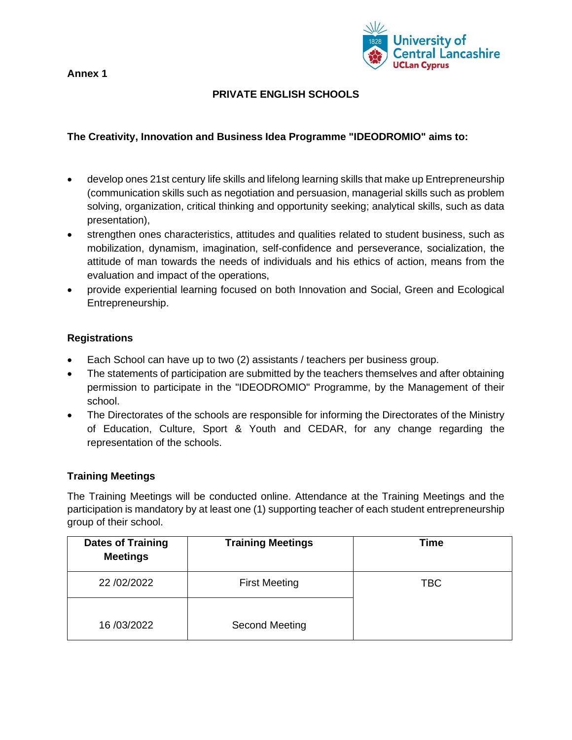Annex 1

## PRIVATE ENGLISH SCHOOLS

**The Creativity, Innovation and Business Idea Programme "IDEODROMIO" aims to:**

- develop ones 21st century life skills and lifelong learning skills that make up Entrepreneurship (communication skills such as negotiation and persuasion, managerial skills such as problem solving, organization, critical thinking and opportunity seeking; analytical skills, such as data presentation),
- strengthen ones characteristics, attitudes and qualities related to student business, such as mobilization, dynamism, imagination, self-confidence and perseverance, socialization, the attitude of man towards the needs of individuals and his ethics of action, means from the evaluation and impact of the operations,
- provide experiential learning focused on both Innovation and Social, Green and Ecological Entrepreneurship.

### Registrations

- Each School can have up to two (2) assistants / teachers per business group.
- The statements of participation are submitted by the teachers themselves and after obtaining permission to participate in the "IDEODROMIO" Programme, by the Management of their school.
- The Directorates of the schools are responsible for informing the Directorates of the Ministry of Education, Culture, Sport & Youth and CEDAR, for any change regarding the representation of the schools.

### Training Meetings

The Training Meetings will be conducted online. Attendance at the Training Meetings and the participation is mandatory by at least one (1) supporting teacher of each student entrepreneurship group of their school.

| Dates of Training Meetings | Training Meetings | Time |
| --- | --- | --- |
| 22 /02/2022 | First Meeting | TBC |
| 16 /03/2022 | Second Meeting | |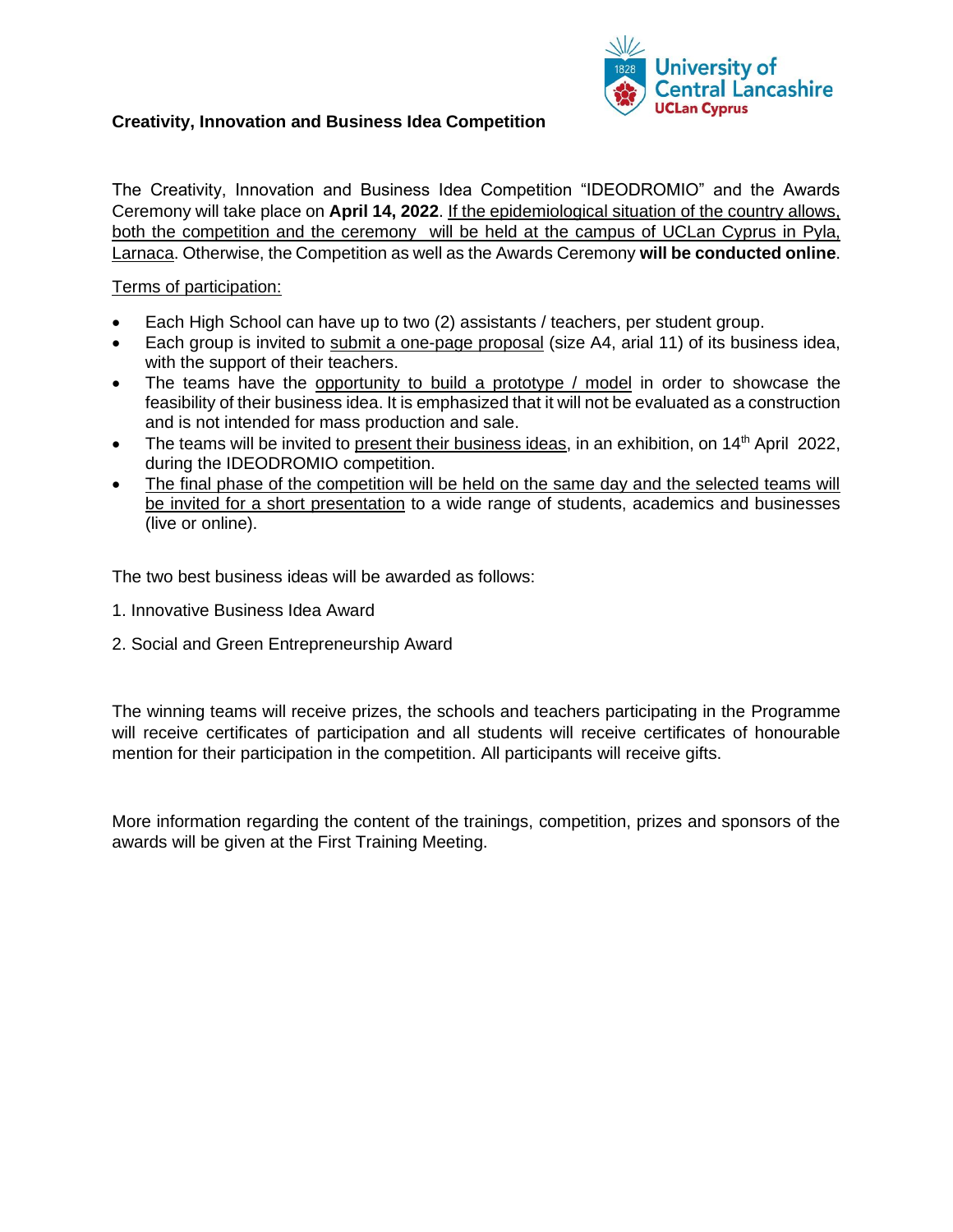**Creativity, Innovation and Business Idea Competition**

The Creativity, Innovation and Business Idea Competition "IDEODROMIO" and the Awards Ceremony will take place on **April 14, 2022**. If the epidemiological situation of the country allows, both the competition and the ceremony will be held at the campus of UCLan Cyprus in Pyla, Larnaca. Otherwise, the Competition as well as the Awards Ceremony **will be conducted online**.

Terms of participation:

- Each High School can have up to two (2) assistants / teachers, per student group.
- Each group is invited to submit a one-page proposal (size A4, arial 11) of its business idea, with the support of their teachers.
- The teams have the opportunity to build a prototype / model in order to showcase the feasibility of their business idea. It is emphasized that it will not be evaluated as a construction and is not intended for mass production and sale.
- The teams will be invited to present their business ideas, in an exhibition, on 14th April 2022, during the IDEODROMIO competition.
- The final phase of the competition will be held on the same day and the selected teams will be invited for a short presentation to a wide range of students, academics and businesses (live or online).

The two best business ideas will be awarded as follows:

1. Innovative Business Idea Award
2. Social and Green Entrepreneurship Award

The winning teams will receive prizes, the schools and teachers participating in the Programme will receive certificates of participation and all students will receive certificates of honourable mention for their participation in the competition. All participants will receive gifts.

More information regarding the content of the trainings, competition, prizes and sponsors of the awards will be given at the First Training Meeting.